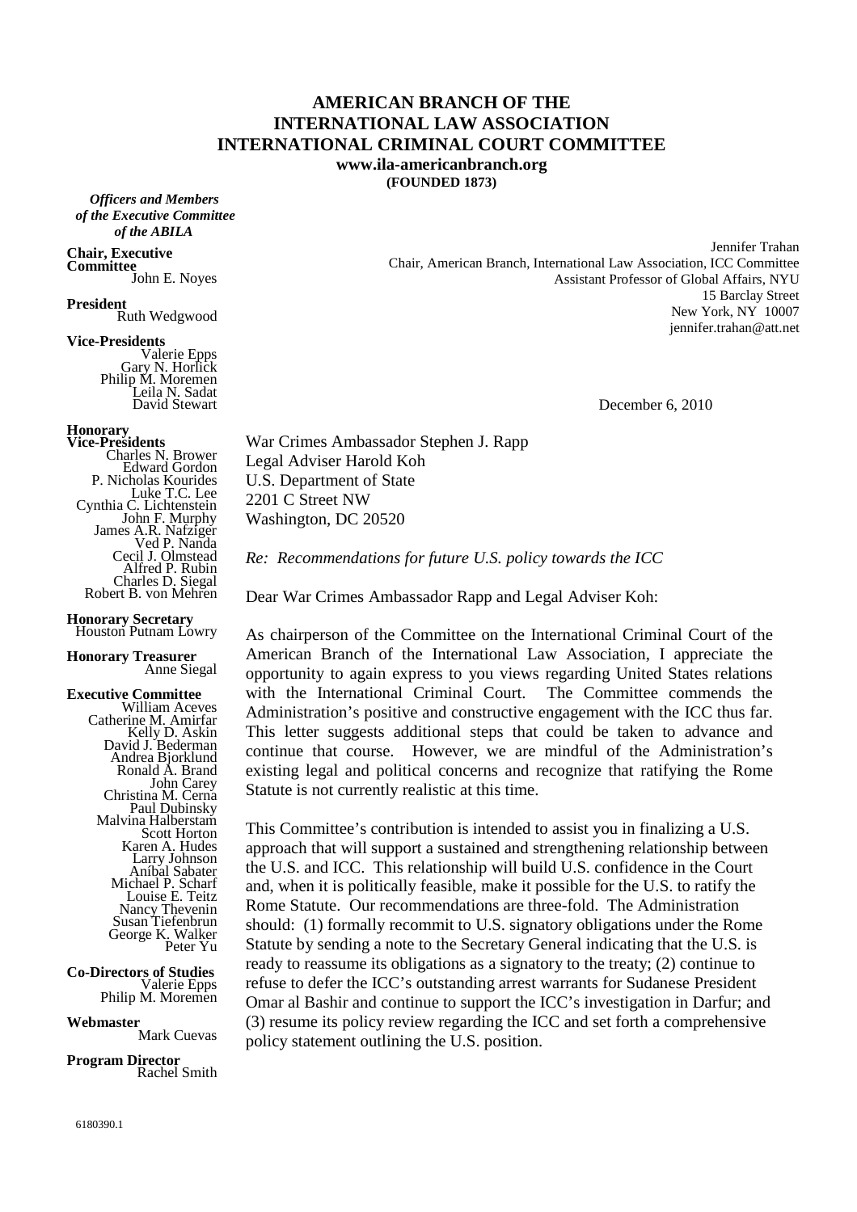# AMERICAN BRANCH OF THE INTERNATIONAL LAW ASSOCIATION INTERNATIONAL CRIMINAL COURT COMMITTEE

**www.ila-americanbranch.org**

**(FOUNDED 1873)**

***Officers and Members of the Executive Committee of the ABILA***

**Chair, Executive Committee**
John E. Noyes

**President**
Ruth Wedgwood

**Vice-Presidents**
Valerie Epps
Gary N. Horlick
Philip M. Moremen
Leila N. Sadat
David Stewart

**Honorary Vice-Presidents**
Charles N. Brower
Edward Gordon
P. Nicholas Kourides
Luke T.C. Lee
Cynthia C. Lichtenstein
John F. Murphy
James A.R. Nafziger
Ved P. Nanda
Cecil J. Olmstead
Alfred P. Rubin
Charles D. Siegal
Robert B. von Mehren

**Honorary Secretary**
Houston Putnam Lowry

**Honorary Treasurer**
Anne Siegal

**Executive Committee**
William Aceves
Catherine M. Amirfar
Kelly D. Askin
David J. Bederman
Andrea Bjorklund
Ronald A. Brand
John Carey
Christina M. Cerna
Paul Dubinsky
Malvina Halberstam
Scott Horton
Karen A. Hudes
Larry Johnson
Aníbal Sabater
Michael P. Scharf
Louise E. Teitz
Nancy Thevenin
Susan Tiefenbrun
George K. Walker
Peter Yu

**Co-Directors of Studies**
Valerie Epps
Philip M. Moremen

**Webmaster**
Mark Cuevas

**Program Director**
Rachel Smith

Jennifer Trahan
Chair, American Branch, International Law Association, ICC Committee
Assistant Professor of Global Affairs, NYU
15 Barclay Street
New York, NY 10007
jennifer.trahan@att.net

December 6, 2010

War Crimes Ambassador Stephen J. Rapp
Legal Adviser Harold Koh
U.S. Department of State
2201 C Street NW
Washington, DC 20520

*Re: Recommendations for future U.S. policy towards the ICC*

Dear War Crimes Ambassador Rapp and Legal Adviser Koh:

As chairperson of the Committee on the International Criminal Court of the American Branch of the International Law Association, I appreciate the opportunity to again express to you views regarding United States relations with the International Criminal Court. The Committee commends the Administration's positive and constructive engagement with the ICC thus far. This letter suggests additional steps that could be taken to advance and continue that course. However, we are mindful of the Administration's existing legal and political concerns and recognize that ratifying the Rome Statute is not currently realistic at this time.

This Committee's contribution is intended to assist you in finalizing a U.S. approach that will support a sustained and strengthening relationship between the U.S. and ICC. This relationship will build U.S. confidence in the Court and, when it is politically feasible, make it possible for the U.S. to ratify the Rome Statute. Our recommendations are three-fold. The Administration should: (1) formally recommit to U.S. signatory obligations under the Rome Statute by sending a note to the Secretary General indicating that the U.S. is ready to reassume its obligations as a signatory to the treaty; (2) continue to refuse to defer the ICC's outstanding arrest warrants for Sudanese President Omar al Bashir and continue to support the ICC's investigation in Darfur; and (3) resume its policy review regarding the ICC and set forth a comprehensive policy statement outlining the U.S. position.

6180390.1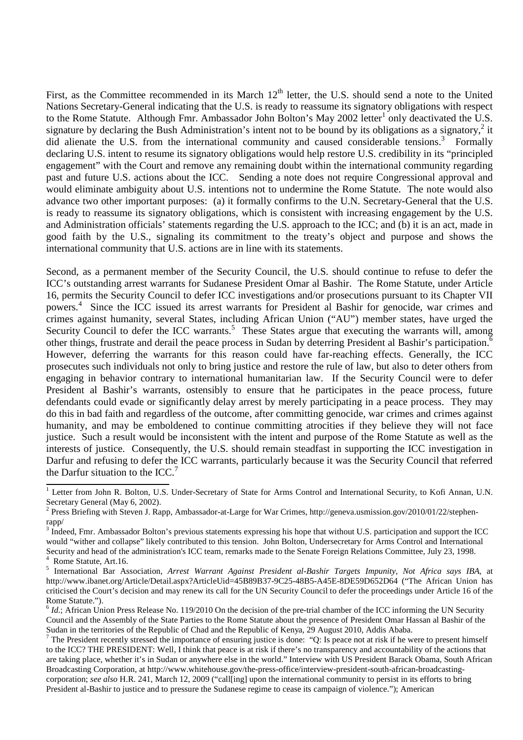First, as the Committee recommended in its March 12th letter, the U.S. should send a note to the United Nations Secretary-General indicating that the U.S. is ready to reassume its signatory obligations with respect to the Rome Statute. Although Fmr. Ambassador John Bolton's May 2002 letter[1] only deactivated the U.S. signature by declaring the Bush Administration's intent not to be bound by its obligations as a signatory,[2] it did alienate the U.S. from the international community and caused considerable tensions.[3] Formally declaring U.S. intent to resume its signatory obligations would help restore U.S. credibility in its "principled engagement" with the Court and remove any remaining doubt within the international community regarding past and future U.S. actions about the ICC. Sending a note does not require Congressional approval and would eliminate ambiguity about U.S. intentions not to undermine the Rome Statute. The note would also advance two other important purposes: (a) it formally confirms to the U.N. Secretary-General that the U.S. is ready to reassume its signatory obligations, which is consistent with increasing engagement by the U.S. and Administration officials' statements regarding the U.S. approach to the ICC; and (b) it is an act, made in good faith by the U.S., signaling its commitment to the treaty's object and purpose and shows the international community that U.S. actions are in line with its statements.

Second, as a permanent member of the Security Council, the U.S. should continue to refuse to defer the ICC's outstanding arrest warrants for Sudanese President Omar al Bashir. The Rome Statute, under Article 16, permits the Security Council to defer ICC investigations and/or prosecutions pursuant to its Chapter VII powers.[4] Since the ICC issued its arrest warrants for President al Bashir for genocide, war crimes and crimes against humanity, several States, including African Union ("AU") member states, have urged the Security Council to defer the ICC warrants.[5] These States argue that executing the warrants will, among other things, frustrate and derail the peace process in Sudan by deterring President al Bashir's participation.[6] However, deferring the warrants for this reason could have far-reaching effects. Generally, the ICC prosecutes such individuals not only to bring justice and restore the rule of law, but also to deter others from engaging in behavior contrary to international humanitarian law. If the Security Council were to defer President al Bashir's warrants, ostensibly to ensure that he participates in the peace process, future defendants could evade or significantly delay arrest by merely participating in a peace process. They may do this in bad faith and regardless of the outcome, after committing genocide, war crimes and crimes against humanity, and may be emboldened to continue committing atrocities if they believe they will not face justice. Such a result would be inconsistent with the intent and purpose of the Rome Statute as well as the interests of justice. Consequently, the U.S. should remain steadfast in supporting the ICC investigation in Darfur and refusing to defer the ICC warrants, particularly because it was the Security Council that referred the Darfur situation to the ICC.[7]

---

[1] Letter from John R. Bolton, U.S. Under-Secretary of State for Arms Control and International Security, to Kofi Annan, U.N. Secretary General (May 6, 2002).

[2] Press Briefing with Steven J. Rapp, Ambassador-at-Large for War Crimes, http://geneva.usmission.gov/2010/01/22/stephen-rapp/

[3] Indeed, Fmr. Ambassador Bolton's previous statements expressing his hope that without U.S. participation and support the ICC would "wither and collapse" likely contributed to this tension. John Bolton, Undersecretary for Arms Control and International Security and head of the administration's ICC team, remarks made to the Senate Foreign Relations Committee, July 23, 1998.

[4] Rome Statute, Art.16.

[5] International Bar Association, *Arrest Warrant Against President al-Bashir Targets Impunity, Not Africa says IBA*, at http://www.ibanet.org/Article/Detail.aspx?ArticleUid=45B89B37-9C25-48B5-A45E-8DE59D652D64 ("The African Union has criticised the Court's decision and may renew its call for the UN Security Council to defer the proceedings under Article 16 of the Rome Statute.").

[6] *Id.*; African Union Press Release No. 119/2010 On the decision of the pre-trial chamber of the ICC informing the UN Security Council and the Assembly of the State Parties to the Rome Statute about the presence of President Omar Hassan al Bashir of the Sudan in the territories of the Republic of Chad and the Republic of Kenya, 29 August 2010, Addis Ababa.

[7] The President recently stressed the importance of ensuring justice is done: "Q: Is peace not at risk if he were to present himself to the ICC? THE PRESIDENT: Well, I think that peace is at risk if there's no transparency and accountability of the actions that are taking place, whether it's in Sudan or anywhere else in the world." Interview with US President Barack Obama, South African Broadcasting Corporation, at http://www.whitehouse.gov/the-press-office/interview-president-south-african-broadcasting-corporation; *see also* H.R. 241, March 12, 2009 ("call[ing] upon the international community to persist in its efforts to bring President al-Bashir to justice and to pressure the Sudanese regime to cease its campaign of violence."); American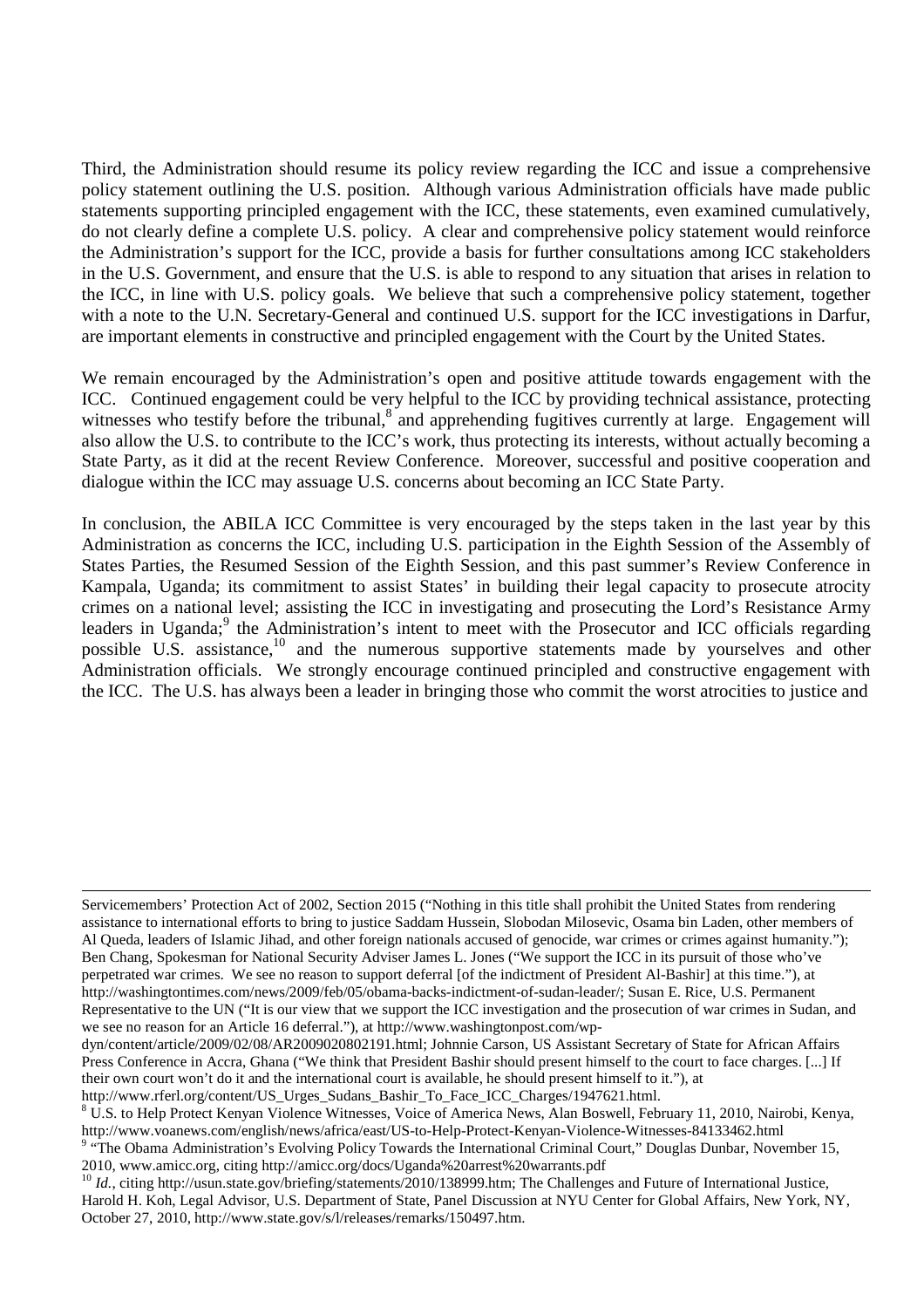Third, the Administration should resume its policy review regarding the ICC and issue a comprehensive policy statement outlining the U.S. position. Although various Administration officials have made public statements supporting principled engagement with the ICC, these statements, even examined cumulatively, do not clearly define a complete U.S. policy. A clear and comprehensive policy statement would reinforce the Administration's support for the ICC, provide a basis for further consultations among ICC stakeholders in the U.S. Government, and ensure that the U.S. is able to respond to any situation that arises in relation to the ICC, in line with U.S. policy goals. We believe that such a comprehensive policy statement, together with a note to the U.N. Secretary-General and continued U.S. support for the ICC investigations in Darfur, are important elements in constructive and principled engagement with the Court by the United States.

We remain encouraged by the Administration's open and positive attitude towards engagement with the ICC. Continued engagement could be very helpful to the ICC by providing technical assistance, protecting witnesses who testify before the tribunal,[8] and apprehending fugitives currently at large. Engagement will also allow the U.S. to contribute to the ICC's work, thus protecting its interests, without actually becoming a State Party, as it did at the recent Review Conference. Moreover, successful and positive cooperation and dialogue within the ICC may assuage U.S. concerns about becoming an ICC State Party.

In conclusion, the ABILA ICC Committee is very encouraged by the steps taken in the last year by this Administration as concerns the ICC, including U.S. participation in the Eighth Session of the Assembly of States Parties, the Resumed Session of the Eighth Session, and this past summer's Review Conference in Kampala, Uganda; its commitment to assist States' in building their legal capacity to prosecute atrocity crimes on a national level; assisting the ICC in investigating and prosecuting the Lord's Resistance Army leaders in Uganda;[9] the Administration's intent to meet with the Prosecutor and ICC officials regarding possible U.S. assistance,[10] and the numerous supportive statements made by yourselves and other Administration officials. We strongly encourage continued principled and constructive engagement with the ICC. The U.S. has always been a leader in bringing those who commit the worst atrocities to justice and

---

Servicemembers' Protection Act of 2002, Section 2015 ("Nothing in this title shall prohibit the United States from rendering assistance to international efforts to bring to justice Saddam Hussein, Slobodan Milosevic, Osama bin Laden, other members of Al Queda, leaders of Islamic Jihad, and other foreign nationals accused of genocide, war crimes or crimes against humanity."); Ben Chang, Spokesman for National Security Adviser James L. Jones ("We support the ICC in its pursuit of those who've perpetrated war crimes. We see no reason to support deferral [of the indictment of President Al-Bashir] at this time."), at http://washingtontimes.com/news/2009/feb/05/obama-backs-indictment-of-sudan-leader/; Susan E. Rice, U.S. Permanent Representative to the UN ("It is our view that we support the ICC investigation and the prosecution of war crimes in Sudan, and we see no reason for an Article 16 deferral."), at http://www.washingtonpost.com/wp-dyn/content/article/2009/02/08/AR2009020802191.html; Johnnie Carson, US Assistant Secretary of State for African Affairs Press Conference in Accra, Ghana ("We think that President Bashir should present himself to the court to face charges. [...] If their own court won't do it and the international court is available, he should present himself to it."), at http://www.rferl.org/content/US_Urges_Sudans_Bashir_To_Face_ICC_Charges/1947621.html.

[8] U.S. to Help Protect Kenyan Violence Witnesses, Voice of America News, Alan Boswell, February 11, 2010, Nairobi, Kenya, http://www.voanews.com/english/news/africa/east/US-to-Help-Protect-Kenyan-Violence-Witnesses-84133462.html

[9] "The Obama Administration's Evolving Policy Towards the International Criminal Court," Douglas Dunbar, November 15, 2010, www.amicc.org, citing http://amicc.org/docs/Uganda%20arrest%20warrants.pdf

[10] *Id.*, citing http://usun.state.gov/briefing/statements/2010/138999.htm; The Challenges and Future of International Justice, Harold H. Koh, Legal Advisor, U.S. Department of State, Panel Discussion at NYU Center for Global Affairs, New York, NY, October 27, 2010, http://www.state.gov/s/l/releases/remarks/150497.htm.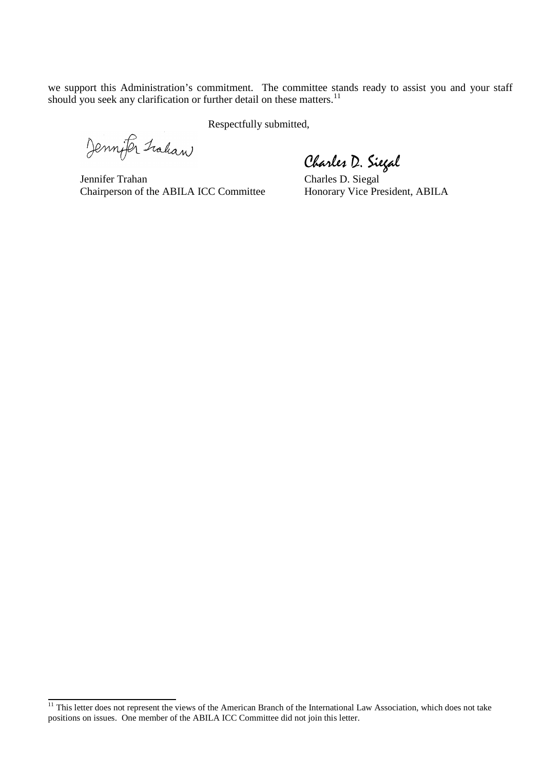we support this Administration's commitment. The committee stands ready to assist you and your staff should you seek any clarification or further detail on these matters.[11]

Respectfully submitted,

Jennifer Trahan
Chairperson of the ABILA ICC Committee

Charles D. Siegal
Honorary Vice President, ABILA

---

[11] This letter does not represent the views of the American Branch of the International Law Association, which does not take positions on issues. One member of the ABILA ICC Committee did not join this letter.